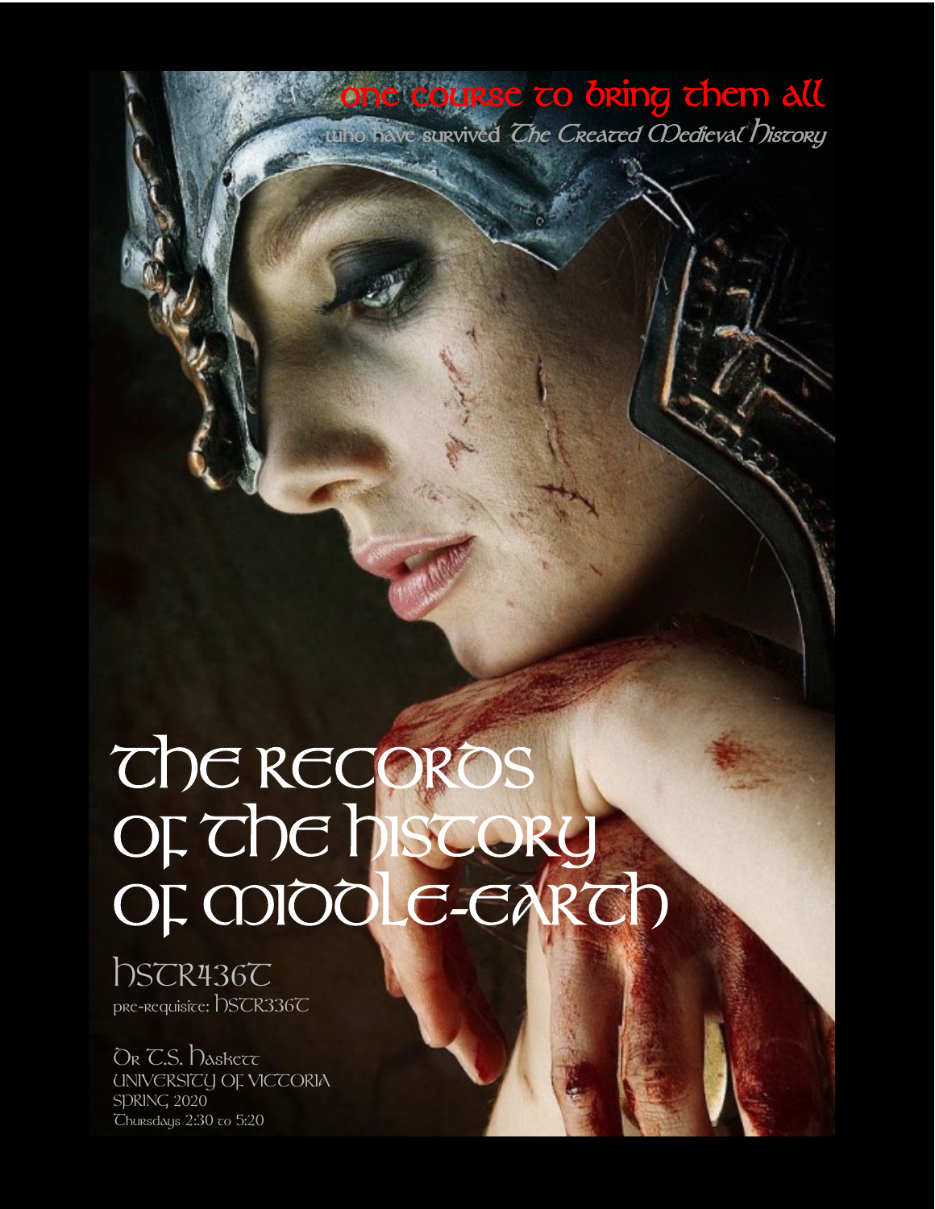one course to bring them all

who have survived *The Created Medieval History*

# The Records of the History of Middle-earth

## HSTR436T

pre-requisite: HSTR336T

Dr T.S. Haskett
UNIVERSITY OF VICTORIA
SPRING 2020
Thursdays 2:30 to 5:20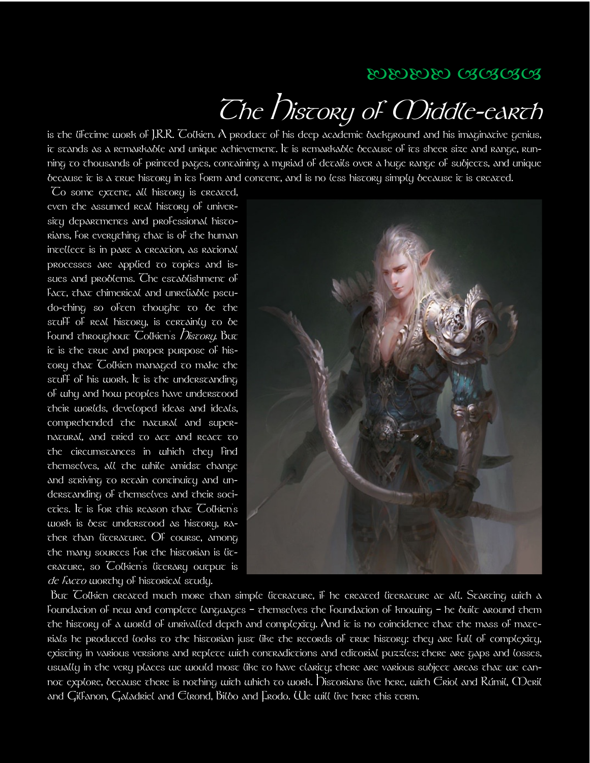# The History of Middle-earth

is the lifetime work of J.R.R. Tolkien. A product of his deep academic background and his imaginative genius, it stands as a remarkable and unique achievement. It is remarkable because of its sheer size and range, running to thousands of printed pages, containing a myriad of details over a huge range of subjects, and unique because it is a true history in its form and content, and is no less history simply because it is created.

To some extent, all history is created, even the assumed real history of university departments and professional historians, for everything that is of the human intellect is in part a creation, as rational processes are applied to topics and issues and problems. The establishment of fact, that chimerical and unreliable pseudo-thing so often thought to be the stuff of real history, is certainly to be found throughout Tolkien's *History*. But it is the true and proper purpose of history that Tolkien managed to make the stuff of his work. It is the understanding of why and how peoples have understood their worlds, developed ideas and ideals, comprehended the natural and supernatural, and tried to act and react to the circumstances in which they find themselves, all the while amidst change and striving to retain continuity and understanding of themselves and their societies. It is for this reason that Tolkien's work is best understood as history, rather than literature. Of course, among the many sources for the historian is literature, so Tolkien's literary output is *de facto* worthy of historical study.

But Tolkien created much more than simple literature, if he created literature at all. Starting with a foundation of new and complete languages – themselves the foundation of knowing – he built around them the history of a world of unrivalled depth and complexity. And it is no coincidence that the mass of materials he produced looks to the historian just like the records of true history: they are full of complexity, existing in various versions and replete with contradictions and editorial puzzles; there are gaps and losses, usually in the very places we would most like to have clarity; there are various subject areas that we cannot explore, because there is nothing with which to work. Historians live here, with Eriol and Rúmil, Meril and Gilfanon, Galadriel and Elrond, Bilbo and Frodo. We will live here this term.